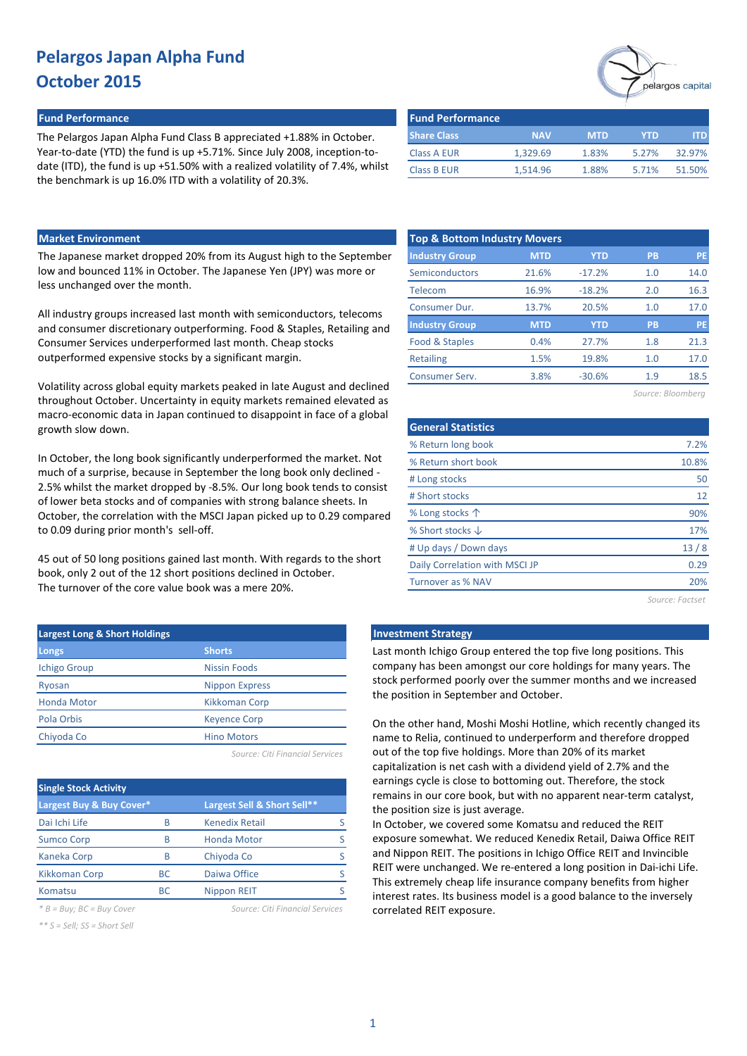# Pelargos Japan Alpha Fund
# October 2015

## Fund Performance

The Pelargos Japan Alpha Fund Class B appreciated +1.88% in October. Year-to-date (YTD) the fund is up +5.71%. Since July 2008, inception-to-date (ITD), the fund is up +51.50% with a realized volatility of 7.4%, whilst the benchmark is up 16.0% ITD with a volatility of 20.3%.

| Share Class | NAV | MTD | YTD | ITD |
|---|---|---|---|---|
| Class A EUR | 1,329.69 | 1.83% | 5.27% | 32.97% |
| Class B EUR | 1,514.96 | 1.88% | 5.71% | 51.50% |

## Market Environment

The Japanese market dropped 20% from its August high to the September low and bounced 11% in October. The Japanese Yen (JPY) was more or less unchanged over the month.

All industry groups increased last month with semiconductors, telecoms and consumer discretionary outperforming. Food & Staples, Retailing and Consumer Services underperformed last month. Cheap stocks outperformed expensive stocks by a significant margin.

Volatility across global equity markets peaked in late August and declined throughout October. Uncertainty in equity markets remained elevated as macro-economic data in Japan continued to disappoint in face of a global growth slow down.

In October, the long book significantly underperformed the market. Not much of a surprise, because in September the long book only declined -2.5% whilst the market dropped by -8.5%. Our long book tends to consist of lower beta stocks and of companies with strong balance sheets. In October, the correlation with the MSCI Japan picked up to 0.29 compared to 0.09 during prior month's sell-off.

45 out of 50 long positions gained last month. With regards to the short book, only 2 out of the 12 short positions declined in October. The turnover of the core value book was a mere 20%.

## Top & Bottom Industry Movers

| Industry Group | MTD | YTD | PB | PE |
|---|---|---|---|---|
| Semiconductors | 21.6% | -17.2% | 1.0 | 14.0 |
| Telecom | 16.9% | -18.2% | 2.0 | 16.3 |
| Consumer Dur. | 13.7% | 20.5% | 1.0 | 17.0 |
| **Industry Group** | **MTD** | **YTD** | **PB** | **PE** |
| Food & Staples | 0.4% | 27.7% | 1.8 | 21.3 |
| Retailing | 1.5% | 19.8% | 1.0 | 17.0 |
| Consumer Serv. | 3.8% | -30.6% | 1.9 | 18.5 |

*Source: Bloomberg*

## General Statistics

| | |
|---|---|
| % Return long book | 7.2% |
| % Return short book | 10.8% |
| # Long stocks | 50 |
| # Short stocks | 12 |
| % Long stocks ↑ | 90% |
| % Short stocks ↓ | 17% |
| # Up days / Down days | 13 / 8 |
| Daily Correlation with MSCI JP | 0.29 |
| Turnover as % NAV | 20% |

*Source: Factset*

## Largest Long & Short Holdings

| Longs | Shorts |
|---|---|
| Ichigo Group | Nissin Foods |
| Ryosan | Nippon Express |
| Honda Motor | Kikkoman Corp |
| Pola Orbis | Keyence Corp |
| Chiyoda Co | Hino Motors |

*Source: Citi Financial Services*

## Single Stock Activity

| Largest Buy & Buy Cover* | | Largest Sell & Short Sell** | |
|---|---|---|---|
| Dai Ichi Life | B | Kenedix Retail | S |
| Sumco Corp | B | Honda Motor | S |
| Kaneka Corp | B | Chiyoda Co | S |
| Kikkoman Corp | BC | Daiwa Office | S |
| Komatsu | BC | Nippon REIT | S |

*\* B = Buy; BC = Buy Cover*

*\*\* S = Sell; SS = Short Sell*

*Source: Citi Financial Services*

## Investment Strategy

Last month Ichigo Group entered the top five long positions. This company has been amongst our core holdings for many years. The stock performed poorly over the summer months and we increased the position in September and October.

On the other hand, Moshi Moshi Hotline, which recently changed its name to Relia, continued to underperform and therefore dropped out of the top five holdings. More than 20% of its market capitalization is net cash with a dividend yield of 2.7% and the earnings cycle is close to bottoming out. Therefore, the stock remains in our core book, but with no apparent near-term catalyst, the position size is just average.

In October, we covered some Komatsu and reduced the REIT exposure somewhat. We reduced Kenedix Retail, Daiwa Office REIT and Nippon REIT. The positions in Ichigo Office REIT and Invincible REIT were unchanged. We re-entered a long position in Dai-ichi Life. This extremely cheap life insurance company benefits from higher interest rates. Its business model is a good balance to the inversely correlated REIT exposure.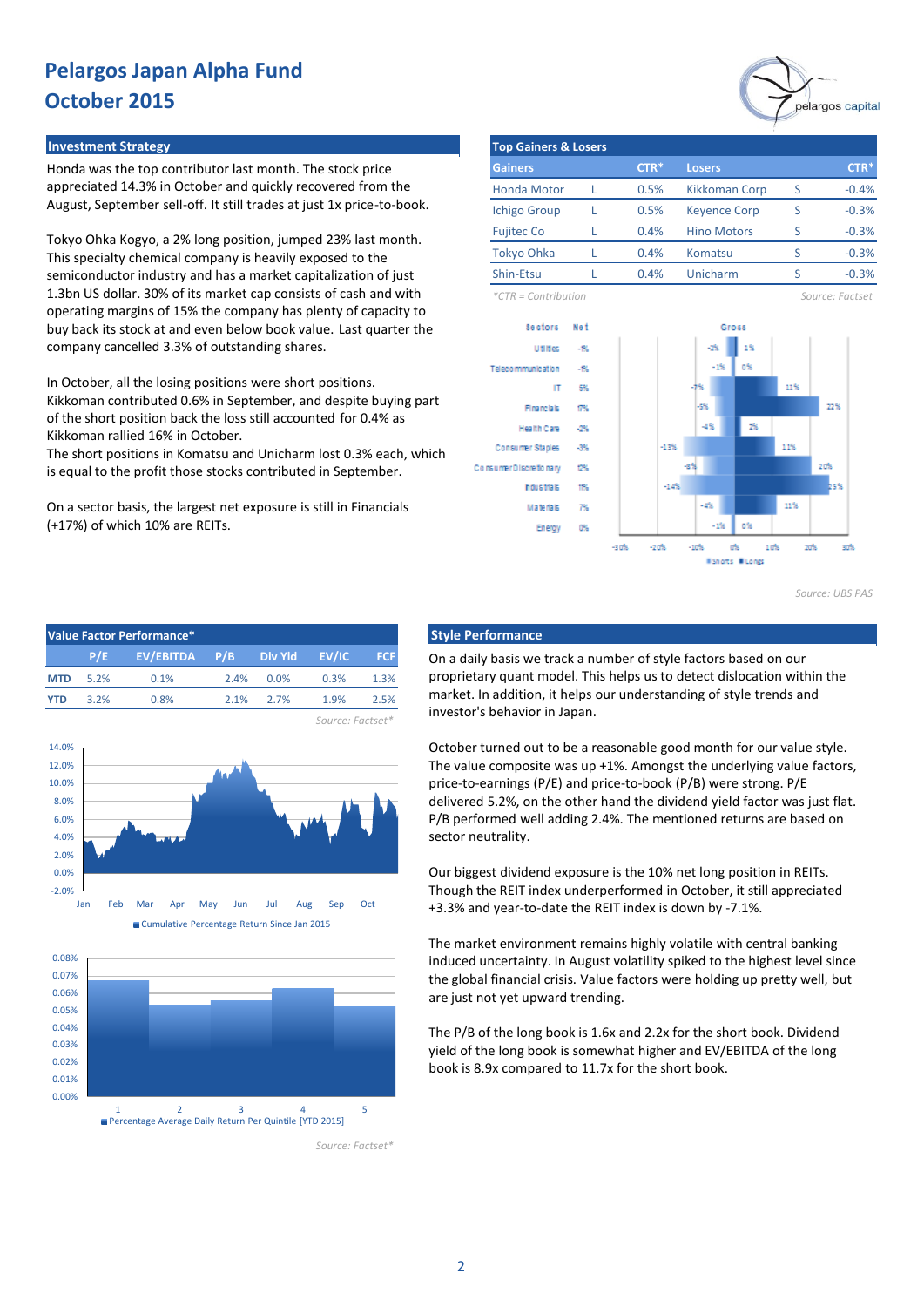# Pelargos Japan Alpha Fund
# October 2015

## Investment Strategy

Honda was the top contributor last month. The stock price appreciated 14.3% in October and quickly recovered from the August, September sell-off. It still trades at just 1x price-to-book.

Tokyo Ohka Kogyo, a 2% long position, jumped 23% last month. This specialty chemical company is heavily exposed to the semiconductor industry and has a market capitalization of just 1.3bn US dollar. 30% of its market cap consists of cash and with operating margins of 15% the company has plenty of capacity to buy back its stock at and even below book value. Last quarter the company cancelled 3.3% of outstanding shares.

In October, all the losing positions were short positions. Kikkoman contributed 0.6% in September, and despite buying part of the short position back the loss still accounted for 0.4% as Kikkoman rallied 16% in October.
The short positions in Komatsu and Unicharm lost 0.3% each, which is equal to the profit those stocks contributed in September.

On a sector basis, the largest net exposure is still in Financials (+17%) of which 10% are REITs.

## Top Gainers & Losers

| Gainers | | CTR* | Losers | | CTR* |
|---|---|---|---|---|---|
| Honda Motor | L | 0.5% | Kikkoman Corp | S | -0.4% |
| Ichigo Group | L | 0.5% | Keyence Corp | S | -0.3% |
| Fujitec Co | L | 0.4% | Hino Motors | S | -0.3% |
| Tokyo Ohka | L | 0.4% | Komatsu | S | -0.3% |
| Shin-Etsu | L | 0.4% | Unicharm | S | -0.3% |

*CTR = Contribution

Source: Factset

Sectors Net Gross
Utilities -1% -2% 1%
Telecommunication -1% -1% 0%
IT 5% -7% 11%
Financials 17% -5% 22%
Health Care -2% -4% 2%
Consumer Staples -3% -13% 11%
Consumer Discretionary 12% -8% 20%
Industrials 11% -14% 25%
Materials 7% -4% 11%
Energy 0% -1% 0%
-30% -20% -10% 0% 10% 20% 30%
Shorts Longs

Source: UBS PAS

## Value Factor Performance*

| | P/E | EV/EBITDA | P/B | Div Yld | EV/IC | FCF |
|---|---|---|---|---|---|---|
| MTD | 5.2% | 0.1% | 2.4% | 0.0% | 0.3% | 1.3% |
| YTD | 3.2% | 0.8% | 2.1% | 2.7% | 1.9% | 2.5% |

Source: Factset*

14.0% 12.0% 10.0% 8.0% 6.0% 4.0% 2.0% 0.0% -2.0%
Jan Feb Mar Apr May Jun Jul Aug Sep Oct
Cumulative Percentage Return Since Jan 2015

0.08% 0.07% 0.06% 0.05% 0.04% 0.03% 0.02% 0.01% 0.00%
1 2 3 4 5
Percentage Average Daily Return Per Quintile [YTD 2015]

Source: Factset*

## Style Performance

On a daily basis we track a number of style factors based on our proprietary quant model. This helps us to detect dislocation within the market. In addition, it helps our understanding of style trends and investor's behavior in Japan.

October turned out to be a reasonable good month for our value style. The value composite was up +1%. Amongst the underlying value factors, price-to-earnings (P/E) and price-to-book (P/B) were strong. P/E delivered 5.2%, on the other hand the dividend yield factor was just flat. P/B performed well adding 2.4%. The mentioned returns are based on sector neutrality.

Our biggest dividend exposure is the 10% net long position in REITs. Though the REIT index underperformed in October, it still appreciated +3.3% and year-to-date the REIT index is down by -7.1%.

The market environment remains highly volatile with central banking induced uncertainty. In August volatility spiked to the highest level since the global financial crisis. Value factors were holding up pretty well, but are just not yet upward trending.

The P/B of the long book is 1.6x and 2.2x for the short book. Dividend yield of the long book is somewhat higher and EV/EBITDA of the long book is 8.9x compared to 11.7x for the short book.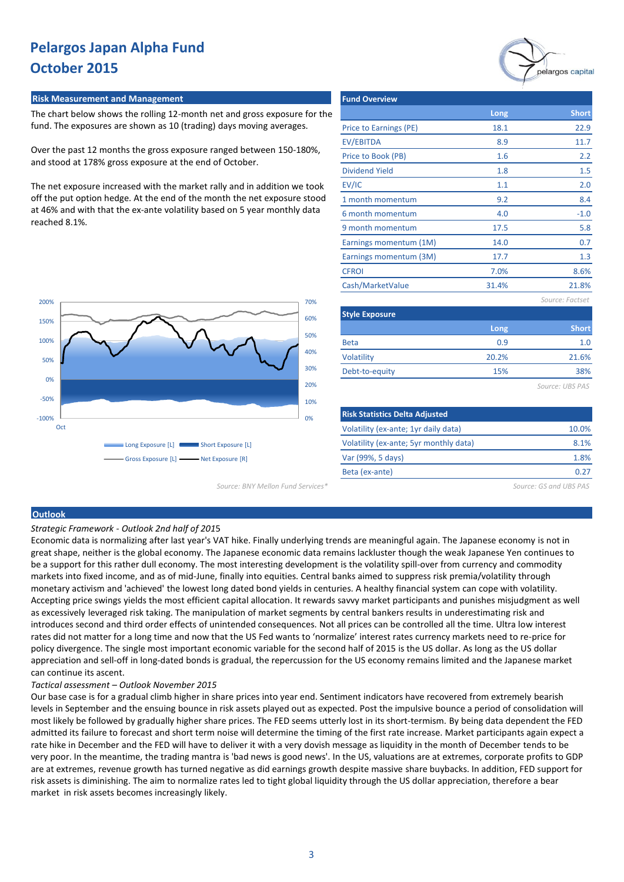# Pelargos Japan Alpha Fund
# October 2015

pelargos capital

## Risk Measurement and Management

The chart below shows the rolling 12-month net and gross exposure for the fund. The exposures are shown as 10 (trading) days moving averages.

Over the past 12 months the gross exposure ranged between 150-180%, and stood at 178% gross exposure at the end of October.

The net exposure increased with the market rally and in addition we took off the put option hedge. At the end of the month the net exposure stood at 46% and with that the ex-ante volatility based on 5 year monthly data reached 8.1%.

200%
150%
100%
50%
0%
-50%
-100%
Oct

70%
60%
50%
40%
30%
20%
10%
0%

Long Exposure [L]
Short Exposure [L]
Gross Exposure [L]
Net Exposure [R]

Source: BNY Mellon Fund Services*

## Fund Overview

| | Long | Short |
|---|---|---|
| Price to Earnings (PE) | 18.1 | 22.9 |
| EV/EBITDA | 8.9 | 11.7 |
| Price to Book (PB) | 1.6 | 2.2 |
| Dividend Yield | 1.8 | 1.5 |
| EV/IC | 1.1 | 2.0 |
| 1 month momentum | 9.2 | 8.4 |
| 6 month momentum | 4.0 | -1.0 |
| 9 month momentum | 17.5 | 5.8 |
| Earnings momentum (1M) | 14.0 | 0.7 |
| Earnings momentum (3M) | 17.7 | 1.3 |
| CFROI | 7.0% | 8.6% |
| Cash/MarketValue | 31.4% | 21.8% |

*Source: Factset*

## Style Exposure

| | Long | Short |
|---|---|---|
| Beta | 0.9 | 1.0 |
| Volatility | 20.2% | 21.6% |
| Debt-to-equity | 15% | 38% |

*Source: UBS PAS*

## Risk Statistics Delta Adjusted

| | |
|---|---|
| Volatility (ex-ante; 1yr daily data) | 10.0% |
| Volatility (ex-ante; 5yr monthly data) | 8.1% |
| Var (99%, 5 days) | 1.8% |
| Beta (ex-ante) | 0.27 |

*Source: GS and UBS PAS*

## Outlook

*Strategic Framework - Outlook 2nd half of 2015*

Economic data is normalizing after last year's VAT hike. Finally underlying trends are meaningful again. The Japanese economy is not in great shape, neither is the global economy. The Japanese economic data remains lackluster though the weak Japanese Yen continues to be a support for this rather dull economy. The most interesting development is the volatility spill-over from currency and commodity markets into fixed income, and as of mid-June, finally into equities. Central banks aimed to suppress risk premia/volatility through monetary activism and 'achieved' the lowest long dated bond yields in centuries. A healthy financial system can cope with volatility. Accepting price swings yields the most efficient capital allocation. It rewards savvy market participants and punishes misjudgment as well as excessively leveraged risk taking. The manipulation of market segments by central bankers results in underestimating risk and introduces second and third order effects of unintended consequences. Not all prices can be controlled all the time. Ultra low interest rates did not matter for a long time and now that the US Fed wants to 'normalize' interest rates currency markets need to re-price for policy divergence. The single most important economic variable for the second half of 2015 is the US dollar. As long as the US dollar appreciation and sell-off in long-dated bonds is gradual, the repercussion for the US economy remains limited and the Japanese market can continue its ascent.

*Tactical assessment – Outlook November 2015*

Our base case is for a gradual climb higher in share prices into year end. Sentiment indicators have recovered from extremely bearish levels in September and the ensuing bounce in risk assets played out as expected. Post the impulsive bounce a period of consolidation will most likely be followed by gradually higher share prices. The FED seems utterly lost in its short-termism. By being data dependent the FED admitted its failure to forecast and short term noise will determine the timing of the first rate increase. Market participants again expect a rate hike in December and the FED will have to deliver it with a very dovish message as liquidity in the month of December tends to be very poor. In the meantime, the trading mantra is 'bad news is good news'. In the US, valuations are at extremes, corporate profits to GDP are at extremes, revenue growth has turned negative as did earnings growth despite massive share buybacks. In addition, FED support for risk assets is diminishing. The aim to normalize rates led to tight global liquidity through the US dollar appreciation, therefore a bear market in risk assets becomes increasingly likely.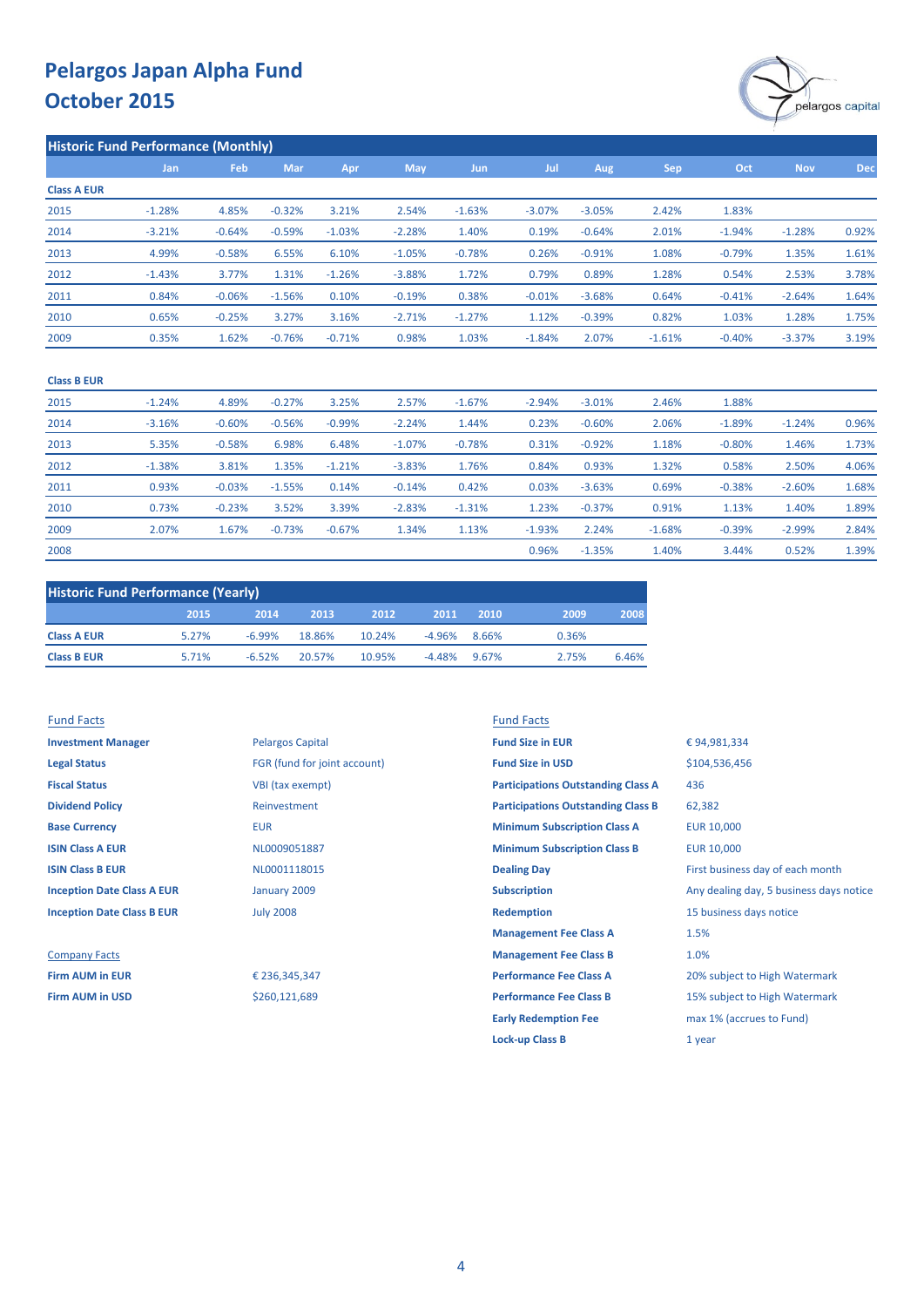# Pelargos Japan Alpha Fund
# October 2015

## Historic Fund Performance (Monthly)

| | Jan | Feb | Mar | Apr | May | Jun | Jul | Aug | Sep | Oct | Nov | Dec |
|---|---|---|---|---|---|---|---|---|---|---|---|---|
| **Class A EUR** | | | | | | | | | | | | |
| 2015 | -1.28% | 4.85% | -0.32% | 3.21% | 2.54% | -1.63% | -3.07% | -3.05% | 2.42% | 1.83% | | |
| 2014 | -3.21% | -0.64% | -0.59% | -1.03% | -2.28% | 1.40% | 0.19% | -0.64% | 2.01% | -1.94% | -1.28% | 0.92% |
| 2013 | 4.99% | -0.58% | 6.55% | 6.10% | -1.05% | -0.78% | 0.26% | -0.91% | 1.08% | -0.79% | 1.35% | 1.61% |
| 2012 | -1.43% | 3.77% | 1.31% | -1.26% | -3.88% | 1.72% | 0.79% | 0.89% | 1.28% | 0.54% | 2.53% | 3.78% |
| 2011 | 0.84% | -0.06% | -1.56% | 0.10% | -0.19% | 0.38% | -0.01% | -3.68% | 0.64% | -0.41% | -2.64% | 1.64% |
| 2010 | 0.65% | -0.25% | 3.27% | 3.16% | -2.71% | -1.27% | 1.12% | -0.39% | 0.82% | 1.03% | 1.28% | 1.75% |
| 2009 | 0.35% | 1.62% | -0.76% | -0.71% | 0.98% | 1.03% | -1.84% | 2.07% | -1.61% | -0.40% | -3.37% | 3.19% |
| **Class B EUR** | | | | | | | | | | | | |
| 2015 | -1.24% | 4.89% | -0.27% | 3.25% | 2.57% | -1.67% | -2.94% | -3.01% | 2.46% | 1.88% | | |
| 2014 | -3.16% | -0.60% | -0.56% | -0.99% | -2.24% | 1.44% | 0.23% | -0.60% | 2.06% | -1.89% | -1.24% | 0.96% |
| 2013 | 5.35% | -0.58% | 6.98% | 6.48% | -1.07% | -0.78% | 0.31% | -0.92% | 1.18% | -0.80% | 1.46% | 1.73% |
| 2012 | -1.38% | 3.81% | 1.35% | -1.21% | -3.83% | 1.76% | 0.84% | 0.93% | 1.32% | 0.58% | 2.50% | 4.06% |
| 2011 | 0.93% | -0.03% | -1.55% | 0.14% | -0.14% | 0.42% | 0.03% | -3.63% | 0.69% | -0.38% | -2.60% | 1.68% |
| 2010 | 0.73% | -0.23% | 3.52% | 3.39% | -2.83% | -1.31% | 1.23% | -0.37% | 0.91% | 1.13% | 1.40% | 1.89% |
| 2009 | 2.07% | 1.67% | -0.73% | -0.67% | 1.34% | 1.13% | -1.93% | 2.24% | -1.68% | -0.39% | -2.99% | 2.84% |
| 2008 | | | | | | | 0.96% | -1.35% | 1.40% | 3.44% | 0.52% | 1.39% |

## Historic Fund Performance (Yearly)

| | 2015 | 2014 | 2013 | 2012 | 2011 | 2010 | 2009 | 2008 |
|---|---|---|---|---|---|---|---|---|
| **Class A EUR** | 5.27% | -6.99% | 18.86% | 10.24% | -4.96% | 8.66% | 0.36% | |
| **Class B EUR** | 5.71% | -6.52% | 20.57% | 10.95% | -4.48% | 9.67% | 2.75% | 6.46% |

Fund Facts

| | |
|---|---|
| **Investment Manager** | Pelargos Capital |
| **Legal Status** | FGR (fund for joint account) |
| **Fiscal Status** | VBI (tax exempt) |
| **Dividend Policy** | Reinvestment |
| **Base Currency** | EUR |
| **ISIN Class A EUR** | NL0009051887 |
| **ISIN Class B EUR** | NL0001118015 |
| **Inception Date Class A EUR** | January 2009 |
| **Inception Date Class B EUR** | July 2008 |

Company Facts

| | |
|---|---|
| **Firm AUM in EUR** | € 236,345,347 |
| **Firm AUM in USD** | $260,121,689 |

Fund Facts

| | |
|---|---|
| **Fund Size in EUR** | € 94,981,334 |
| **Fund Size in USD** | $104,536,456 |
| **Participations Outstanding Class A** | 436 |
| **Participations Outstanding Class B** | 62,382 |
| **Minimum Subscription Class A** | EUR 10,000 |
| **Minimum Subscription Class B** | EUR 10,000 |
| **Dealing Day** | First business day of each month |
| **Subscription** | Any dealing day, 5 business days notice |
| **Redemption** | 15 business days notice |
| **Management Fee Class A** | 1.5% |
| **Management Fee Class B** | 1.0% |
| **Performance Fee Class A** | 20% subject to High Watermark |
| **Performance Fee Class B** | 15% subject to High Watermark |
| **Early Redemption Fee** | max 1% (accrues to Fund) |
| **Lock-up Class B** | 1 year |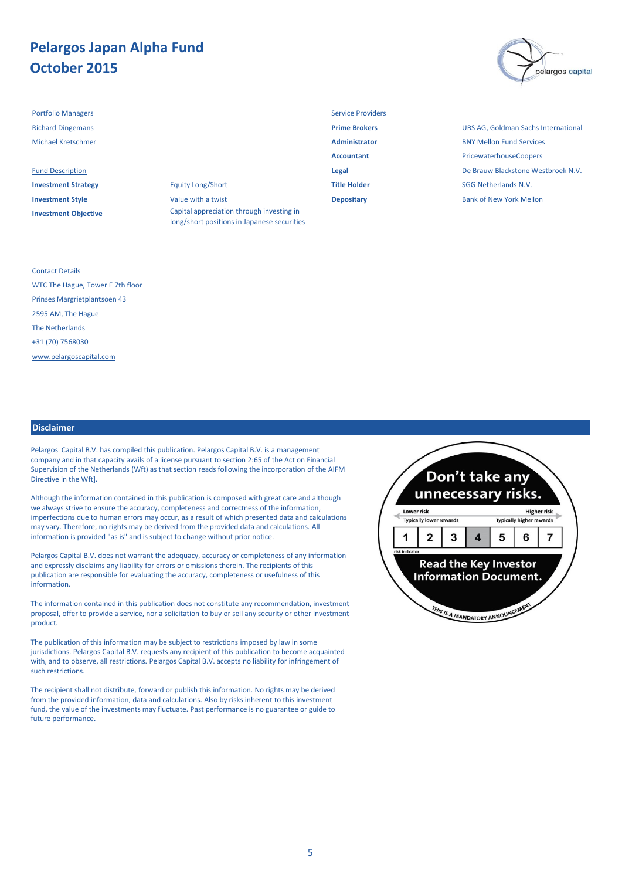# Pelargos Japan Alpha Fund
# October 2015

pelargos capital

**Portfolio Managers**

Richard Dingemans

Michael Kretschmer

**Fund Description**

| | |
|---|---|
| **Investment Strategy** | Equity Long/Short |
| **Investment Style** | Value with a twist |
| **Investment Objective** | Capital appreciation through investing in long/short positions in Japanese securities |

**Service Providers**

| | |
|---|---|
| **Prime Brokers** | UBS AG, Goldman Sachs International |
| **Administrator** | BNY Mellon Fund Services |
| **Accountant** | PricewaterhouseCoopers |
| **Legal** | De Brauw Blackstone Westbroek N.V. |
| **Title Holder** | SGG Netherlands N.V. |
| **Depositary** | Bank of New York Mellon |

**Contact Details**

WTC The Hague, Tower E 7th floor

Prinses Margrietplantsoen 43

2595 AM, The Hague

The Netherlands

+31 (70) 7568030

www.pelargoscapital.com

## Disclaimer

Pelargos Capital B.V. has compiled this publication. Pelargos Capital B.V. is a management company and in that capacity avails of a license pursuant to section 2:65 of the Act on Financial Supervision of the Netherlands (Wft) as that section reads following the incorporation of the AIFM Directive in the Wft].

Although the information contained in this publication is composed with great care and although we always strive to ensure the accuracy, completeness and correctness of the information, imperfections due to human errors may occur, as a result of which presented data and calculations may vary. Therefore, no rights may be derived from the provided data and calculations. All information is provided "as is" and is subject to change without prior notice.

Pelargos Capital B.V. does not warrant the adequacy, accuracy or completeness of any information and expressly disclaims any liability for errors or omissions therein. The recipients of this publication are responsible for evaluating the accuracy, completeness or usefulness of this information.

The information contained in this publication does not constitute any recommendation, investment proposal, offer to provide a service, nor a solicitation to buy or sell any security or other investment product.

The publication of this information may be subject to restrictions imposed by law in some jurisdictions. Pelargos Capital B.V. requests any recipient of this publication to become acquainted with, and to observe, all restrictions. Pelargos Capital B.V. accepts no liability for infringement of such restrictions.

The recipient shall not distribute, forward or publish this information. No rights may be derived from the provided information, data and calculations. Also by risks inherent to this investment fund, the value of the investments may fluctuate. Past performance is no guarantee or guide to future performance.

Don't take any unnecessary risks.

Lower risk
Typically lower rewards
Higher risk
Typically higher rewards

1 2 3 4 5 6 7

risk indicator

Read the Key Investor Information Document.

THIS IS A MANDATORY ANNOUNCEMENT